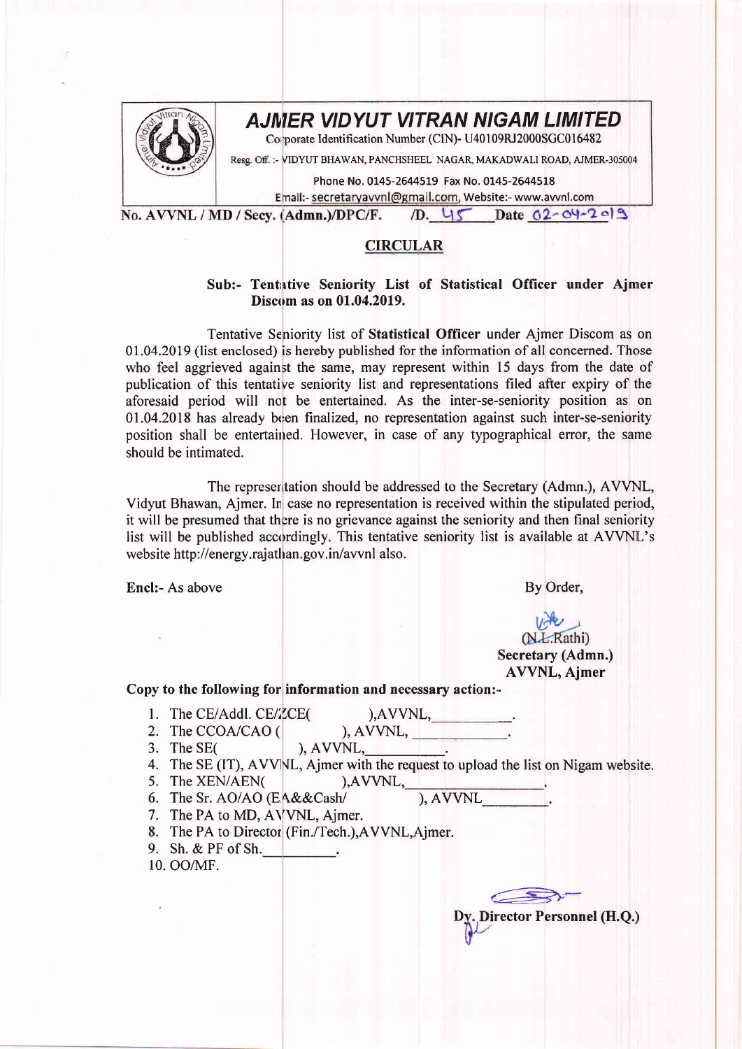# AJMER VIDYUT VITRAN NIGAM LIMITED

Corporate Identification Number (CIN)- U40109RJ2000SGC016482

Resg. Off. :- VIDYUT BHAWAN, PANCHSHEEL NAGAR, MAKADWALI ROAD, AJMER-305004

Phone No. 0145-2644519 Fax No. 0145-2644518

Email:- secretaryavvnl@gmail.com, Website:- www.avvnl.com

**No. AVVNL / MD / Secy. (Admn.)/DPC/F. /D. 45 Date 02-04-2019**

## CIRCULAR

**Sub:- Tentative Seniority List of Statistical Officer under Ajmer Discom as on 01.04.2019.**

Tentative Seniority list of **Statistical Officer** under Ajmer Discom as on 01.04.2019 (list enclosed) is hereby published for the information of all concerned. Those who feel aggrieved against the same, may represent within 15 days from the date of publication of this tentative seniority list and representations filed after expiry of the aforesaid period will not be entertained. As the inter-se-seniority position as on 01.04.2018 has already been finalized, no representation against such inter-se-seniority position shall be entertained. However, in case of any typographical error, the same should be intimated.

The representation should be addressed to the Secretary (Admn.), AVVNL, Vidyut Bhawan, Ajmer. In case no representation is received within the stipulated period, it will be presumed that there is no grievance against the seniority and then final seniority list will be published accordingly. This tentative seniority list is available at AVVNL's website http://energy.rajathan.gov.in/avvnl also.

**Encl:-** As above

By Order,

(N.L.Rathi)
**Secretary (Admn.)**
**AVVNL, Ajmer**

**Copy to the following for information and necessary action:-**

1. The CE/Addl. CE/ZCE( ),AVVNL,\_\_\_\_\_\_\_\_\_\_.
2. The CCOA/CAO ( ), AVVNL, \_\_\_\_\_\_\_\_\_\_\_\_.
3. The SE( ), AVVNL,\_\_\_\_\_\_\_\_\_\_.
4. The SE (IT), AVVNL, Ajmer with the request to upload the list on Nigam website.
5. The XEN/AEN( ),AVVNL,\_\_\_\_\_\_\_\_\_\_\_\_\_\_\_\_\_.
6. The Sr. AO/AO (EA&&Cash/ ), AVVNL\_\_\_\_\_\_\_\_\_.
7. The PA to MD, AVVNL, Ajmer.
8. The PA to Director (Fin./Tech.),AVVNL,Ajmer.
9. Sh. & PF of Sh.\_\_\_\_\_\_\_\_\_\_.
10. OO/MF.

**Dy. Director Personnel (H.Q.)**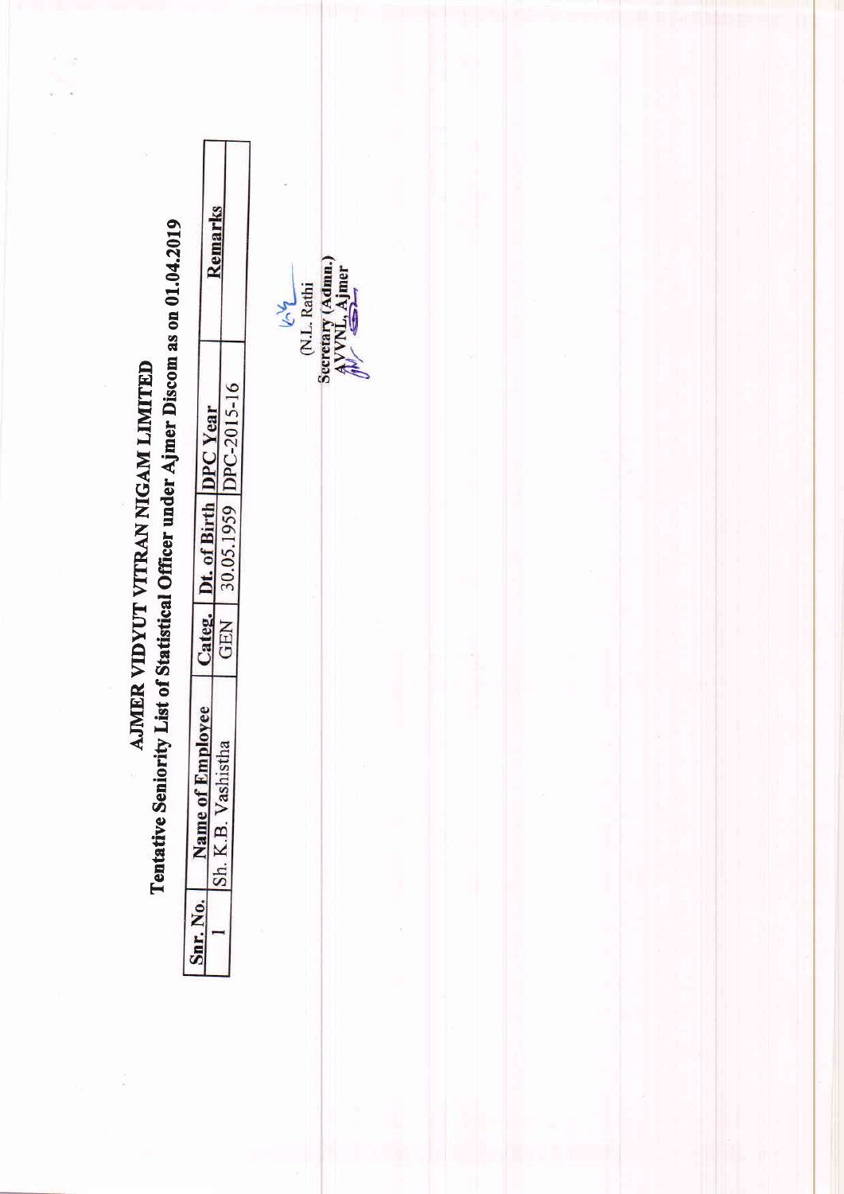# AJMER VIDYUT VITRAN NIGAM LIMITED

## Tentative Seniority List of Statistical Officer under Ajmer Discom as on 01.04.2019

| Snr. No. | Name of Employee | Categ. | Dt. of Birth | DPC Year | Remarks |
|---|---|---|---|---|---|
| 1 | Sh. K.B. Vashistha | GEN | 30.05.1959 | DPC-2015-16 | |

(N.L. Rathi)
Secretary (Admn.)
AVVNL, Ajmer